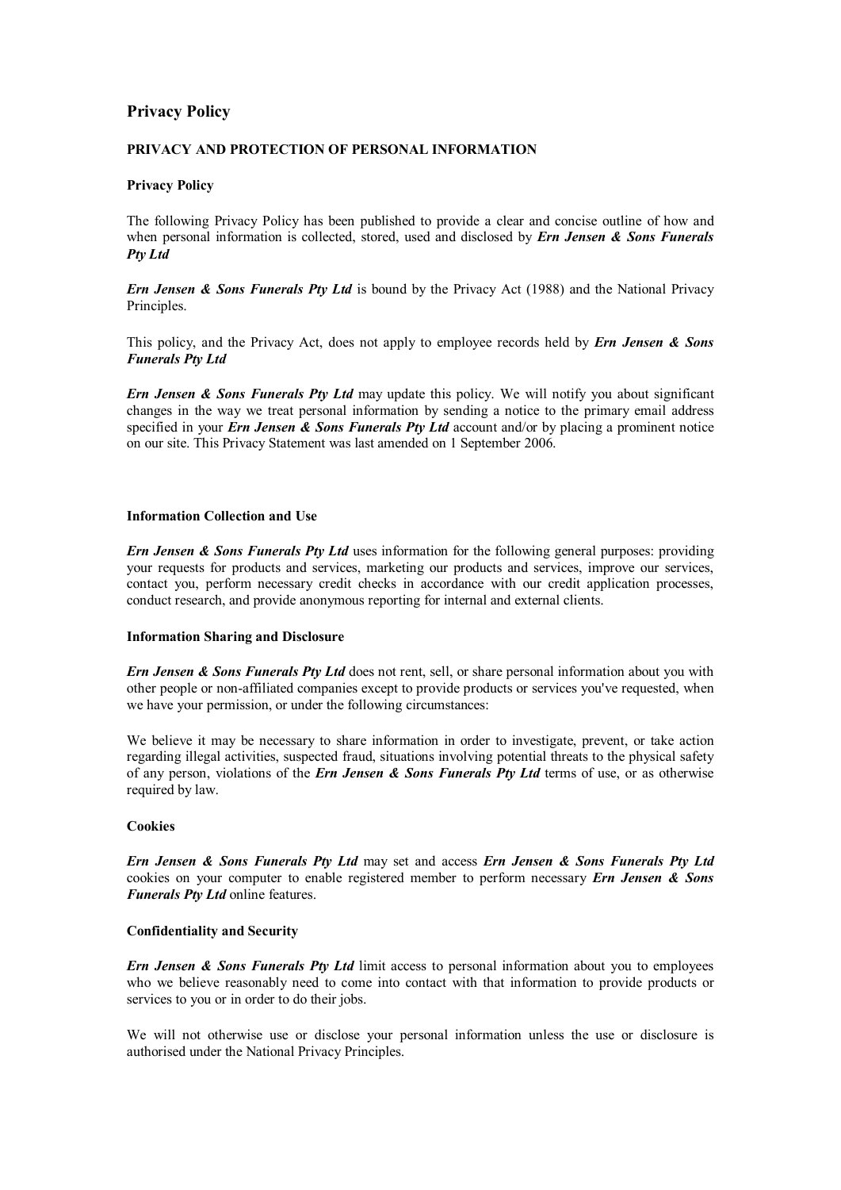# Privacy Policy

## PRIVACY AND PROTECTION OF PERSONAL INFORMATION

### Privacy Policy

The following Privacy Policy has been published to provide a clear and concise outline of how and when personal information is collected, stored, used and disclosed by ***Ern Jensen & Sons Funerals Pty Ltd***

***Ern Jensen & Sons Funerals Pty Ltd*** is bound by the Privacy Act (1988) and the National Privacy Principles.

This policy, and the Privacy Act, does not apply to employee records held by ***Ern Jensen & Sons Funerals Pty Ltd***

***Ern Jensen & Sons Funerals Pty Ltd*** may update this policy. We will notify you about significant changes in the way we treat personal information by sending a notice to the primary email address specified in your ***Ern Jensen & Sons Funerals Pty Ltd*** account and/or by placing a prominent notice on our site. This Privacy Statement was last amended on 1 September 2006.

### Information Collection and Use

***Ern Jensen & Sons Funerals Pty Ltd*** uses information for the following general purposes: providing your requests for products and services, marketing our products and services, improve our services, contact you, perform necessary credit checks in accordance with our credit application processes, conduct research, and provide anonymous reporting for internal and external clients.

### Information Sharing and Disclosure

***Ern Jensen & Sons Funerals Pty Ltd*** does not rent, sell, or share personal information about you with other people or non-affiliated companies except to provide products or services you've requested, when we have your permission, or under the following circumstances:

We believe it may be necessary to share information in order to investigate, prevent, or take action regarding illegal activities, suspected fraud, situations involving potential threats to the physical safety of any person, violations of the ***Ern Jensen & Sons Funerals Pty Ltd*** terms of use, or as otherwise required by law.

### Cookies

***Ern Jensen & Sons Funerals Pty Ltd*** may set and access ***Ern Jensen & Sons Funerals Pty Ltd*** cookies on your computer to enable registered member to perform necessary ***Ern Jensen & Sons Funerals Pty Ltd*** online features.

### Confidentiality and Security

***Ern Jensen & Sons Funerals Pty Ltd*** limit access to personal information about you to employees who we believe reasonably need to come into contact with that information to provide products or services to you or in order to do their jobs.

We will not otherwise use or disclose your personal information unless the use or disclosure is authorised under the National Privacy Principles.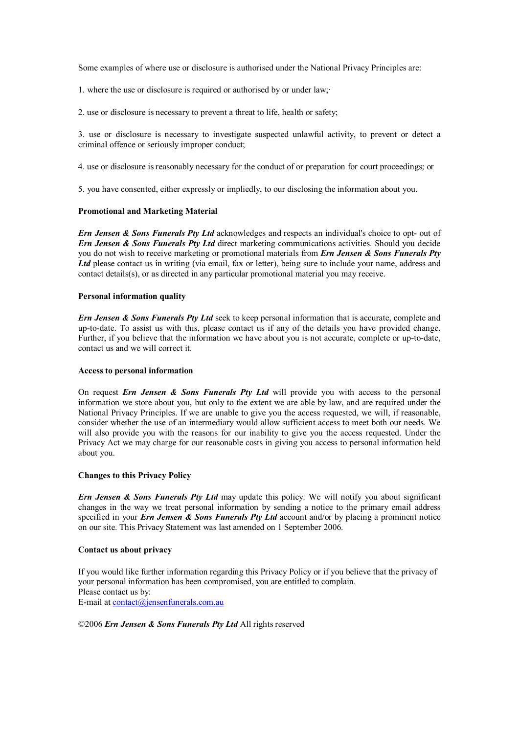Some examples of where use or disclosure is authorised under the National Privacy Principles are:

1. where the use or disclosure is required or authorised by or under law;·

2. use or disclosure is necessary to prevent a threat to life, health or safety;

3. use or disclosure is necessary to investigate suspected unlawful activity, to prevent or detect a criminal offence or seriously improper conduct;

4. use or disclosure is reasonably necessary for the conduct of or preparation for court proceedings; or

5. you have consented, either expressly or impliedly, to our disclosing the information about you.

**Promotional and Marketing Material**

***Ern Jensen & Sons Funerals Pty Ltd*** acknowledges and respects an individual's choice to opt- out of ***Ern Jensen & Sons Funerals Pty Ltd*** direct marketing communications activities. Should you decide you do not wish to receive marketing or promotional materials from ***Ern Jensen & Sons Funerals Pty Ltd*** please contact us in writing (via email, fax or letter), being sure to include your name, address and contact details(s), or as directed in any particular promotional material you may receive.

**Personal information quality**

***Ern Jensen & Sons Funerals Pty Ltd*** seek to keep personal information that is accurate, complete and up-to-date. To assist us with this, please contact us if any of the details you have provided change. Further, if you believe that the information we have about you is not accurate, complete or up-to-date, contact us and we will correct it.

**Access to personal information**

On request ***Ern Jensen & Sons Funerals Pty Ltd*** will provide you with access to the personal information we store about you, but only to the extent we are able by law, and are required under the National Privacy Principles. If we are unable to give you the access requested, we will, if reasonable, consider whether the use of an intermediary would allow sufficient access to meet both our needs. We will also provide you with the reasons for our inability to give you the access requested. Under the Privacy Act we may charge for our reasonable costs in giving you access to personal information held about you.

**Changes to this Privacy Policy**

***Ern Jensen & Sons Funerals Pty Ltd*** may update this policy. We will notify you about significant changes in the way we treat personal information by sending a notice to the primary email address specified in your ***Ern Jensen & Sons Funerals Pty Ltd*** account and/or by placing a prominent notice on our site. This Privacy Statement was last amended on 1 September 2006.

**Contact us about privacy**

If you would like further information regarding this Privacy Policy or if you believe that the privacy of your personal information has been compromised, you are entitled to complain.
Please contact us by:
E-mail at contact@jensenfunerals.com.au

©2006 ***Ern Jensen & Sons Funerals Pty Ltd*** All rights reserved